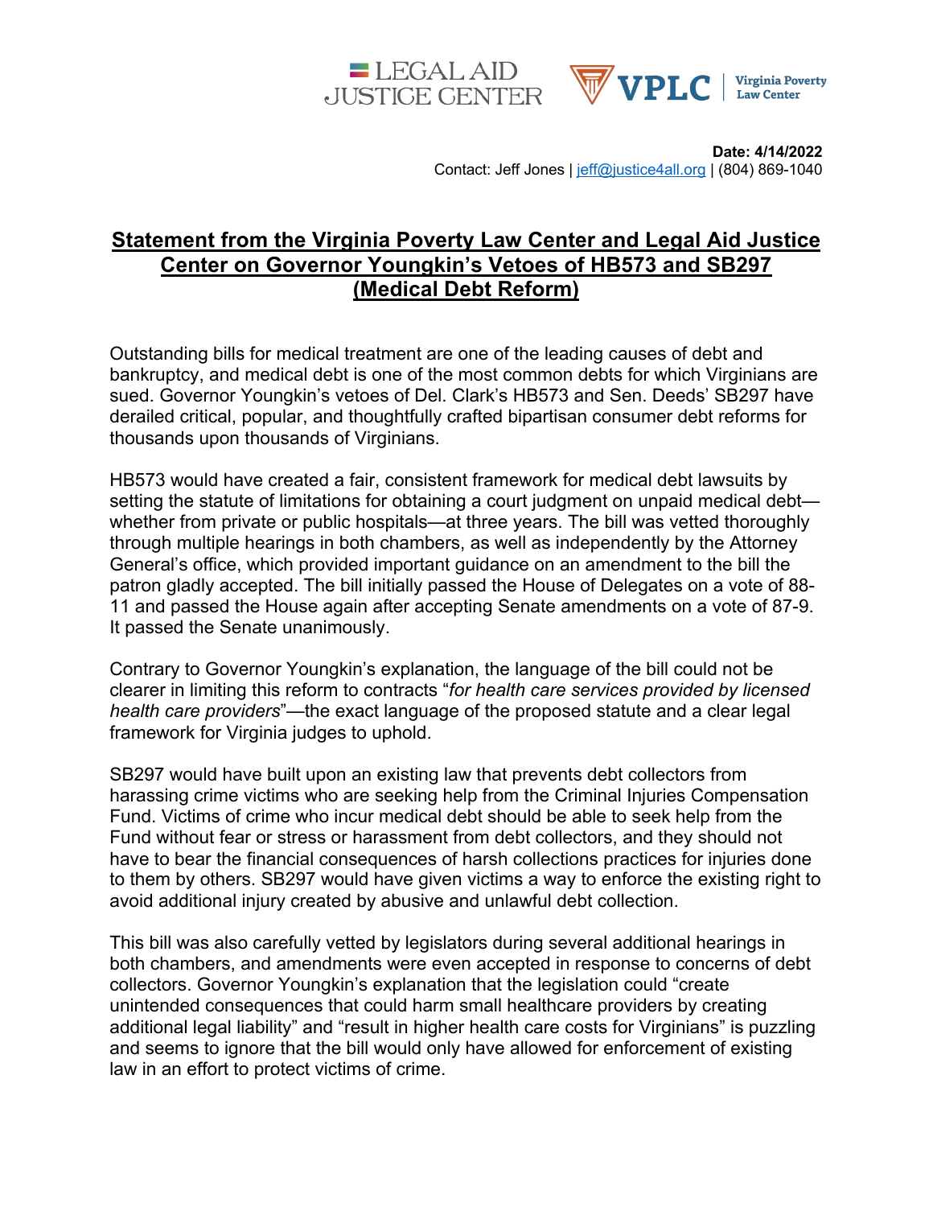LEGAL AID JUSTICE CENTER | VPLC Virginia Poverty Law Center

**Date: 4/14/2022**
Contact: Jeff Jones | jeff@justice4all.org | (804) 869-1040

# Statement from the Virginia Poverty Law Center and Legal Aid Justice Center on Governor Youngkin's Vetoes of HB573 and SB297 (Medical Debt Reform)

Outstanding bills for medical treatment are one of the leading causes of debt and bankruptcy, and medical debt is one of the most common debts for which Virginians are sued. Governor Youngkin's vetoes of Del. Clark's HB573 and Sen. Deeds' SB297 have derailed critical, popular, and thoughtfully crafted bipartisan consumer debt reforms for thousands upon thousands of Virginians.

HB573 would have created a fair, consistent framework for medical debt lawsuits by setting the statute of limitations for obtaining a court judgment on unpaid medical debt—whether from private or public hospitals—at three years. The bill was vetted thoroughly through multiple hearings in both chambers, as well as independently by the Attorney General's office, which provided important guidance on an amendment to the bill the patron gladly accepted. The bill initially passed the House of Delegates on a vote of 88-11 and passed the House again after accepting Senate amendments on a vote of 87-9. It passed the Senate unanimously.

Contrary to Governor Youngkin's explanation, the language of the bill could not be clearer in limiting this reform to contracts "*for health care services provided by licensed health care providers*"—the exact language of the proposed statute and a clear legal framework for Virginia judges to uphold.

SB297 would have built upon an existing law that prevents debt collectors from harassing crime victims who are seeking help from the Criminal Injuries Compensation Fund. Victims of crime who incur medical debt should be able to seek help from the Fund without fear or stress or harassment from debt collectors, and they should not have to bear the financial consequences of harsh collections practices for injuries done to them by others. SB297 would have given victims a way to enforce the existing right to avoid additional injury created by abusive and unlawful debt collection.

This bill was also carefully vetted by legislators during several additional hearings in both chambers, and amendments were even accepted in response to concerns of debt collectors. Governor Youngkin's explanation that the legislation could "create unintended consequences that could harm small healthcare providers by creating additional legal liability" and "result in higher health care costs for Virginians" is puzzling and seems to ignore that the bill would only have allowed for enforcement of existing law in an effort to protect victims of crime.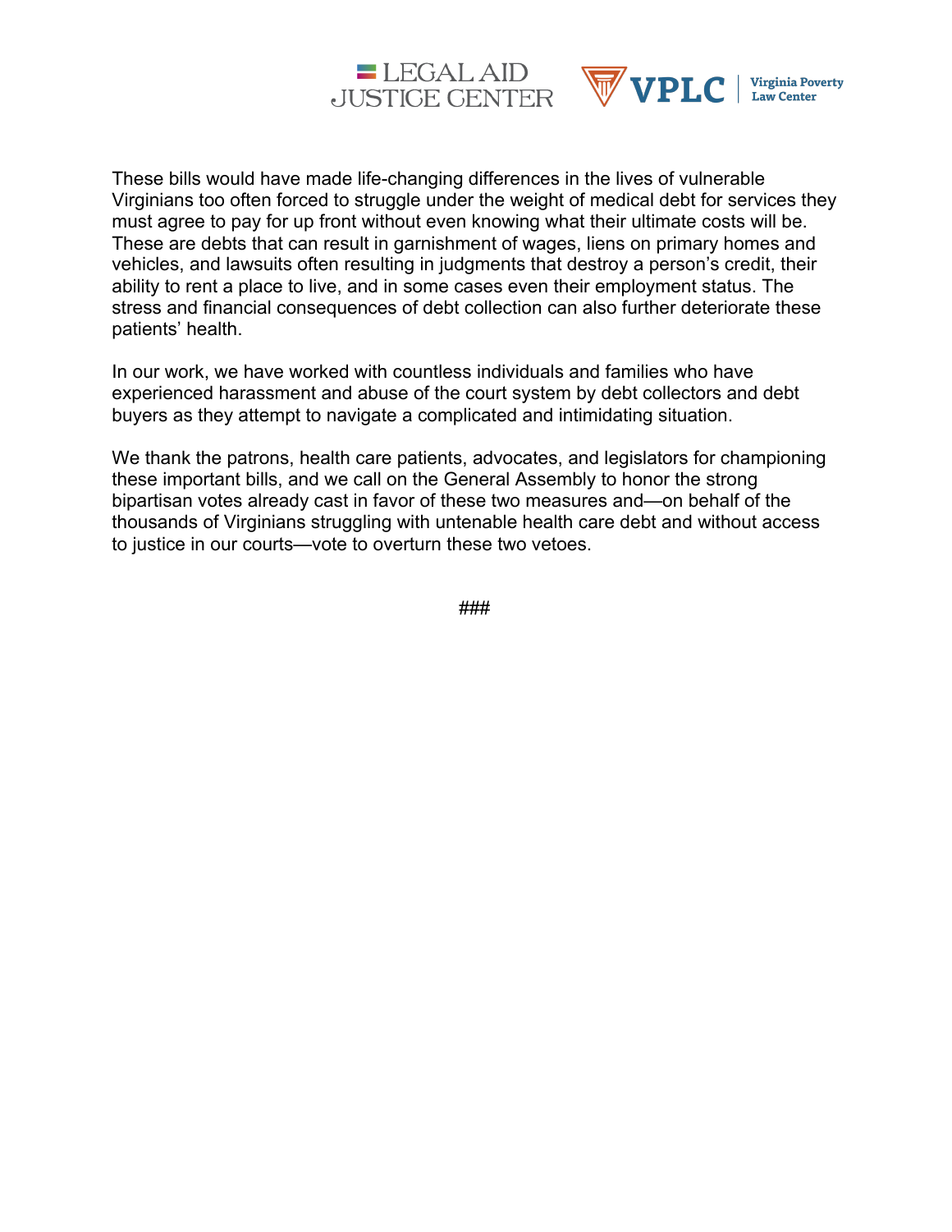These bills would have made life-changing differences in the lives of vulnerable Virginians too often forced to struggle under the weight of medical debt for services they must agree to pay for up front without even knowing what their ultimate costs will be. These are debts that can result in garnishment of wages, liens on primary homes and vehicles, and lawsuits often resulting in judgments that destroy a person's credit, their ability to rent a place to live, and in some cases even their employment status. The stress and financial consequences of debt collection can also further deteriorate these patients' health.

In our work, we have worked with countless individuals and families who have experienced harassment and abuse of the court system by debt collectors and debt buyers as they attempt to navigate a complicated and intimidating situation.

We thank the patrons, health care patients, advocates, and legislators for championing these important bills, and we call on the General Assembly to honor the strong bipartisan votes already cast in favor of these two measures and—on behalf of the thousands of Virginians struggling with untenable health care debt and without access to justice in our courts—vote to overturn these two vetoes.

###